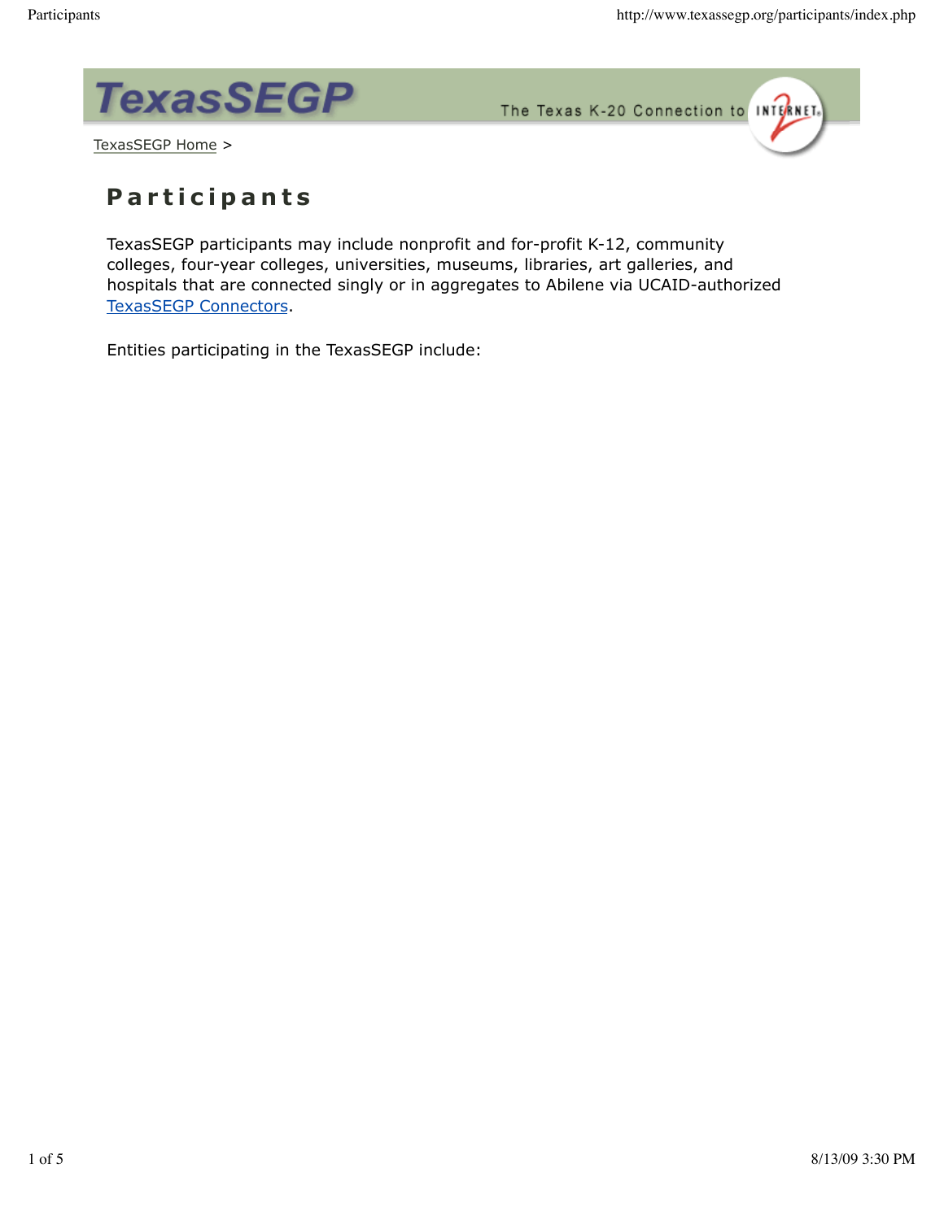TexasSEGP — The Texas K-20 Connection to Internet2

TexasSEGP Home >

# Participants

TexasSEGP participants may include nonprofit and for-profit K-12, community colleges, four-year colleges, universities, museums, libraries, art galleries, and hospitals that are connected singly or in aggregates to Abilene via UCAID-authorized TexasSEGP Connectors.

Entities participating in the TexasSEGP include: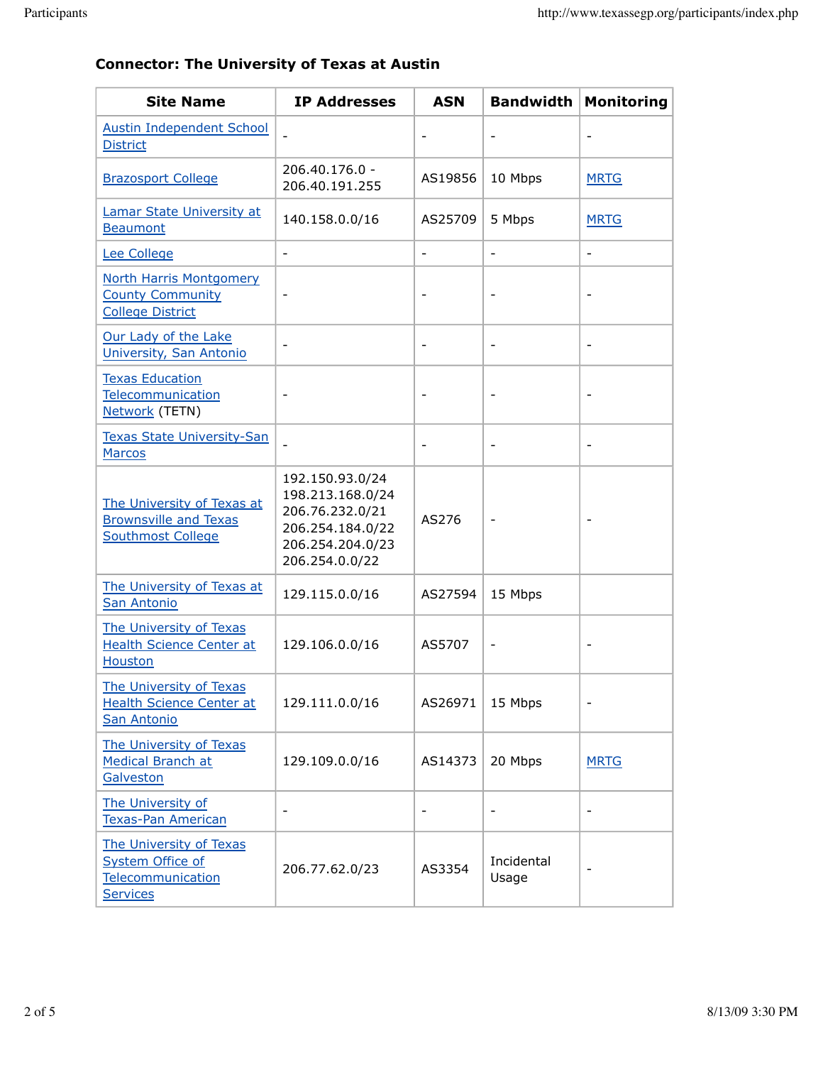### Connector: The University of Texas at Austin

| Site Name | IP Addresses | ASN | Bandwidth | Monitoring |
|---|---|---|---|---|
| Austin Independent School District | - | - | - | - |
| Brazosport College | 206.40.176.0 - 206.40.191.255 | AS19856 | 10 Mbps | MRTG |
| Lamar State University at Beaumont | 140.158.0.0/16 | AS25709 | 5 Mbps | MRTG |
| Lee College | - | - | - | - |
| North Harris Montgomery County Community College District | - | - | - | - |
| Our Lady of the Lake University, San Antonio | - | - | - | - |
| Texas Education Telecommunication Network (TETN) | - | - | - | - |
| Texas State University-San Marcos | - | - | - | - |
| The University of Texas at Brownsville and Texas Southmost College | 192.150.93.0/24<br>198.213.168.0/24<br>206.76.232.0/21<br>206.254.184.0/22<br>206.254.204.0/23<br>206.254.0.0/22 | AS276 | - | - |
| The University of Texas at San Antonio | 129.115.0.0/16 | AS27594 | 15 Mbps | |
| The University of Texas Health Science Center at Houston | 129.106.0.0/16 | AS5707 | - | - |
| The University of Texas Health Science Center at San Antonio | 129.111.0.0/16 | AS26971 | 15 Mbps | - |
| The University of Texas Medical Branch at Galveston | 129.109.0.0/16 | AS14373 | 20 Mbps | MRTG |
| The University of Texas-Pan American | - | - | - | - |
| The University of Texas System Office of Telecommunication Services | 206.77.62.0/23 | AS3354 | Incidental Usage | - |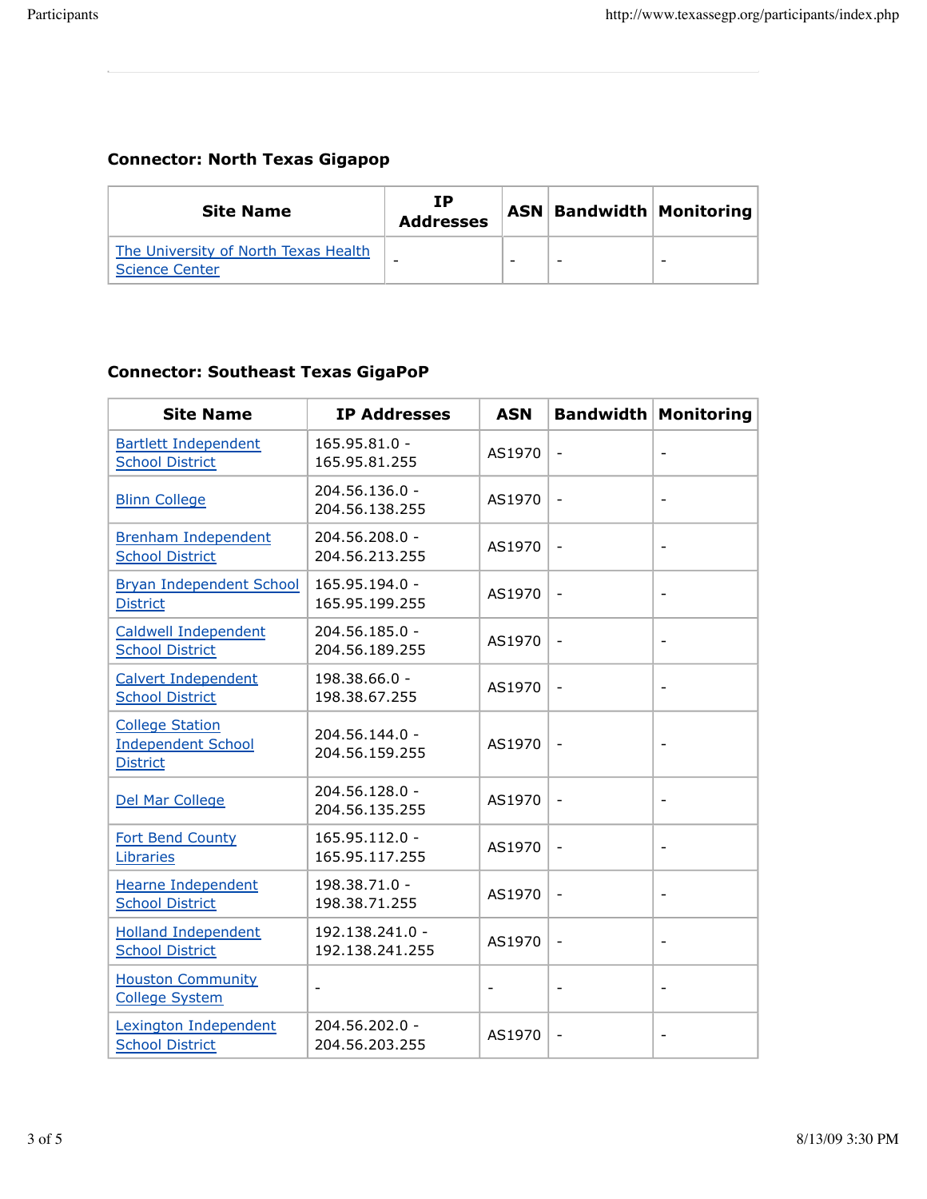### Connector: North Texas Gigapop

| Site Name | IP Addresses | ASN | Bandwidth | Monitoring |
|---|---|---|---|---|
| The University of North Texas Health Science Center | - | - | - | - |

### Connector: Southeast Texas GigaPoP

| Site Name | IP Addresses | ASN | Bandwidth | Monitoring |
|---|---|---|---|---|
| Bartlett Independent School District | 165.95.81.0 - 165.95.81.255 | AS1970 | - | - |
| Blinn College | 204.56.136.0 - 204.56.138.255 | AS1970 | - | - |
| Brenham Independent School District | 204.56.208.0 - 204.56.213.255 | AS1970 | - | - |
| Bryan Independent School District | 165.95.194.0 - 165.95.199.255 | AS1970 | - | - |
| Caldwell Independent School District | 204.56.185.0 - 204.56.189.255 | AS1970 | - | - |
| Calvert Independent School District | 198.38.66.0 - 198.38.67.255 | AS1970 | - | - |
| College Station Independent School District | 204.56.144.0 - 204.56.159.255 | AS1970 | - | - |
| Del Mar College | 204.56.128.0 - 204.56.135.255 | AS1970 | - | - |
| Fort Bend County Libraries | 165.95.112.0 - 165.95.117.255 | AS1970 | - | - |
| Hearne Independent School District | 198.38.71.0 - 198.38.71.255 | AS1970 | - | - |
| Holland Independent School District | 192.138.241.0 - 192.138.241.255 | AS1970 | - | - |
| Houston Community College System | - | - | - | - |
| Lexington Independent School District | 204.56.202.0 - 204.56.203.255 | AS1970 | - | - |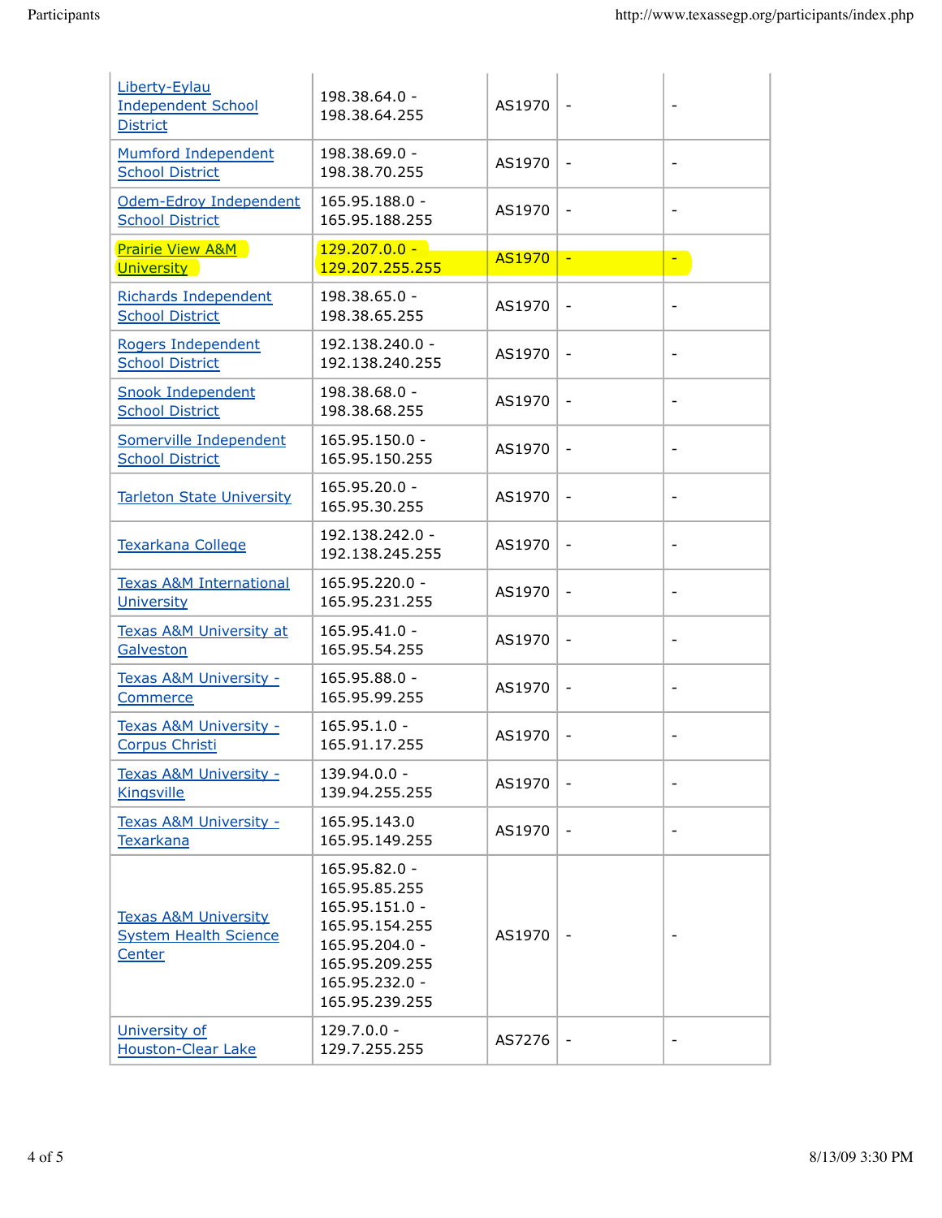| | | | | |
|---|---|---|---|---|
| Liberty-Eylau Independent School District | 198.38.64.0 - 198.38.64.255 | AS1970 | - | - |
| Mumford Independent School District | 198.38.69.0 - 198.38.70.255 | AS1970 | - | - |
| Odem-Edroy Independent School District | 165.95.188.0 - 165.95.188.255 | AS1970 | - | - |
| Prairie View A&M University | 129.207.0.0 - 129.207.255.255 | AS1970 | - | - |
| Richards Independent School District | 198.38.65.0 - 198.38.65.255 | AS1970 | - | - |
| Rogers Independent School District | 192.138.240.0 - 192.138.240.255 | AS1970 | - | - |
| Snook Independent School District | 198.38.68.0 - 198.38.68.255 | AS1970 | - | - |
| Somerville Independent School District | 165.95.150.0 - 165.95.150.255 | AS1970 | - | - |
| Tarleton State University | 165.95.20.0 - 165.95.30.255 | AS1970 | - | - |
| Texarkana College | 192.138.242.0 - 192.138.245.255 | AS1970 | - | - |
| Texas A&M International University | 165.95.220.0 - 165.95.231.255 | AS1970 | - | - |
| Texas A&M University at Galveston | 165.95.41.0 - 165.95.54.255 | AS1970 | - | - |
| Texas A&M University - Commerce | 165.95.88.0 - 165.95.99.255 | AS1970 | - | - |
| Texas A&M University - Corpus Christi | 165.95.1.0 - 165.91.17.255 | AS1970 | - | - |
| Texas A&M University - Kingsville | 139.94.0.0 - 139.94.255.255 | AS1970 | - | - |
| Texas A&M University - Texarkana | 165.95.143.0 165.95.149.255 | AS1970 | - | - |
| Texas A&M University System Health Science Center | 165.95.82.0 - 165.95.85.255 165.95.151.0 - 165.95.154.255 165.95.204.0 - 165.95.209.255 165.95.232.0 - 165.95.239.255 | AS1970 | - | - |
| University of Houston-Clear Lake | 129.7.0.0 - 129.7.255.255 | AS7276 | - | - |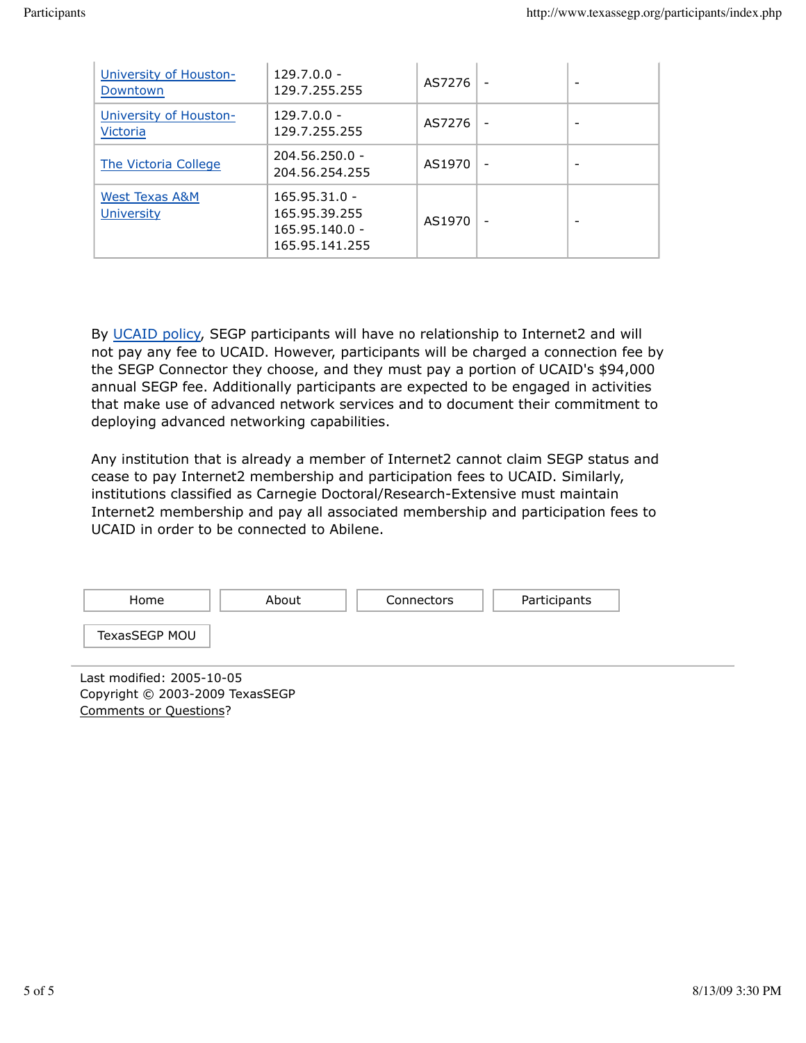| | | | | |
|---|---|---|---|---|
| University of Houston-Downtown | 129.7.0.0 - 129.7.255.255 | AS7276 | - | - |
| University of Houston-Victoria | 129.7.0.0 - 129.7.255.255 | AS7276 | - | - |
| The Victoria College | 204.56.250.0 - 204.56.254.255 | AS1970 | - | - |
| West Texas A&M University | 165.95.31.0 - 165.95.39.255 165.95.140.0 - 165.95.141.255 | AS1970 | - | - |

By UCAID policy, SEGP participants will have no relationship to Internet2 and will not pay any fee to UCAID. However, participants will be charged a connection fee by the SEGP Connector they choose, and they must pay a portion of UCAID's $94,000 annual SEGP fee. Additionally participants are expected to be engaged in activities that make use of advanced network services and to document their commitment to deploying advanced networking capabilities.

Any institution that is already a member of Internet2 cannot claim SEGP status and cease to pay Internet2 membership and participation fees to UCAID. Similarly, institutions classified as Carnegie Doctoral/Research-Extensive must maintain Internet2 membership and pay all associated membership and participation fees to UCAID in order to be connected to Abilene.

Home | About | Connectors | Participants

TexasSEGP MOU

Last modified: 2005-10-05
Copyright © 2003-2009 TexasSEGP
Comments or Questions?